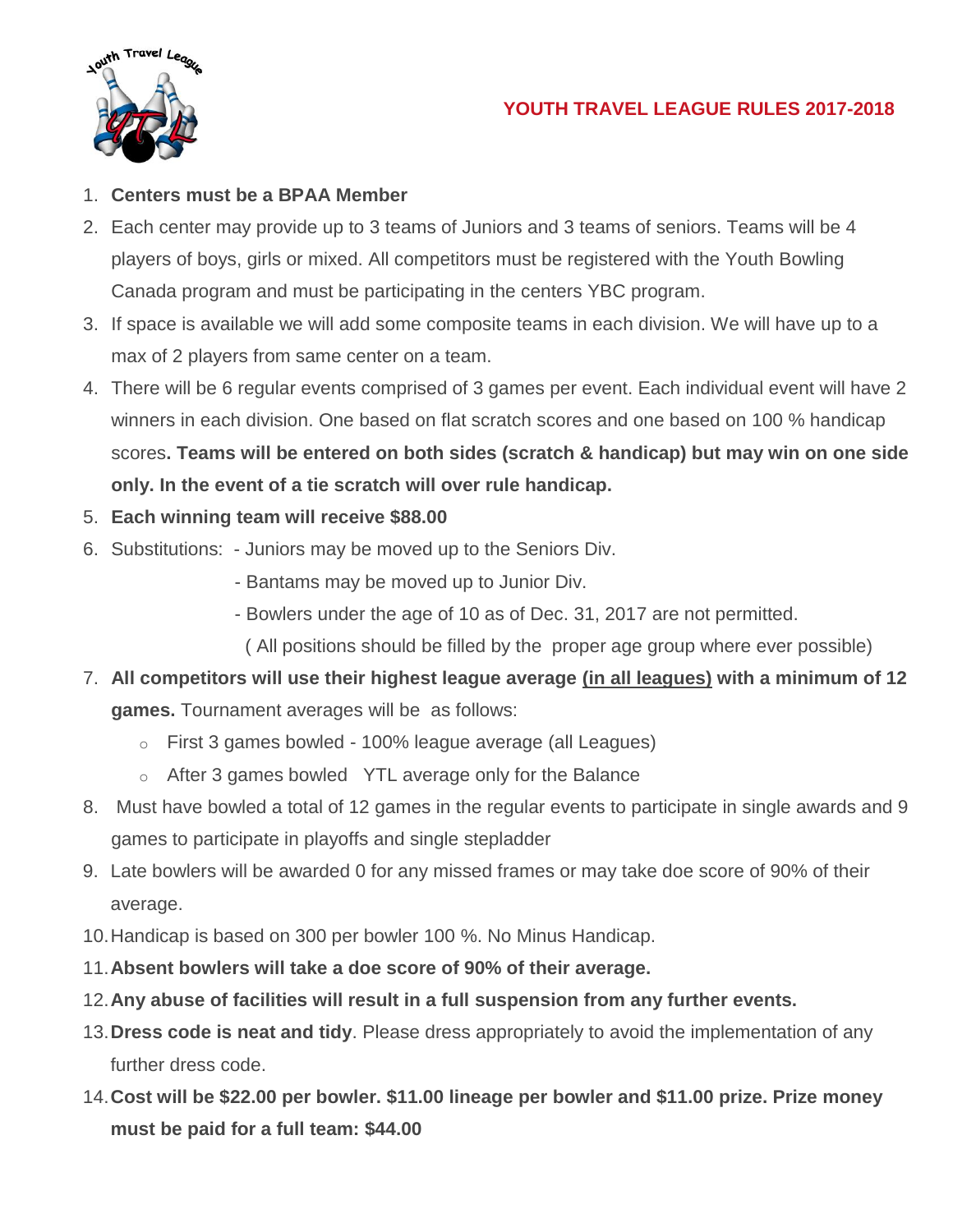# YOUTH TRAVEL LEAGUE RULES 2017-2018

1. **Centers must be a BPAA Member**
2. Each center may provide up to 3 teams of Juniors and 3 teams of seniors. Teams will be 4 players of boys, girls or mixed. All competitors must be registered with the Youth Bowling Canada program and must be participating in the centers YBC program.
3. If space is available we will add some composite teams in each division. We will have up to a max of 2 players from same center on a team.
4. There will be 6 regular events comprised of 3 games per event. Each individual event will have 2 winners in each division. One based on flat scratch scores and one based on 100 % handicap scores**. Teams will be entered on both sides (scratch & handicap) but may win on one side only. In the event of a tie scratch will over rule handicap.**
5. **Each winning team will receive $88.00**
6. Substitutions: - Juniors may be moved up to the Seniors Div.
   - Bantams may be moved up to Junior Div.
   - Bowlers under the age of 10 as of Dec. 31, 2017 are not permitted.

   ( All positions should be filled by the proper age group where ever possible)
7. **All competitors will use their highest league average <u>(in all leagues)</u> with a minimum of 12 games.** Tournament averages will be as follows:
   - First 3 games bowled - 100% league average (all Leagues)
   - After 3 games bowled YTL average only for the Balance
8. Must have bowled a total of 12 games in the regular events to participate in single awards and 9 games to participate in playoffs and single stepladder
9. Late bowlers will be awarded 0 for any missed frames or may take doe score of 90% of their average.
10. Handicap is based on 300 per bowler 100 %. No Minus Handicap.
11. **Absent bowlers will take a doe score of 90% of their average.**
12. **Any abuse of facilities will result in a full suspension from any further events.**
13. **Dress code is neat and tidy**. Please dress appropriately to avoid the implementation of any further dress code.
14. **Cost will be $22.00 per bowler. $11.00 lineage per bowler and $11.00 prize. Prize money must be paid for a full team: $44.00**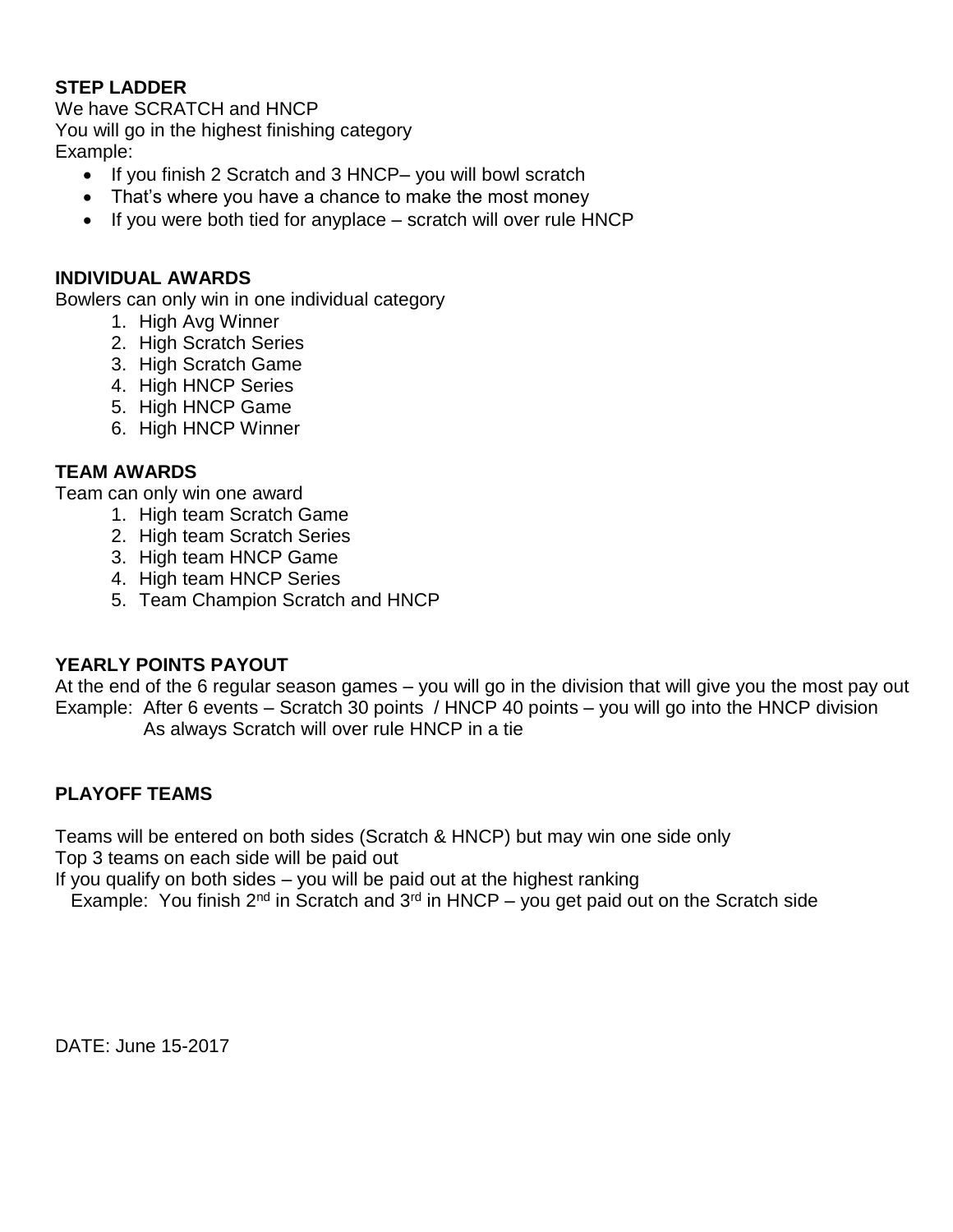**STEP LADDER**

We have SCRATCH and HNCP

You will go in the highest finishing category

Example:

- If you finish 2 Scratch and 3 HNCP– you will bowl scratch
- That's where you have a chance to make the most money
- If you were both tied for anyplace – scratch will over rule HNCP

**INDIVIDUAL AWARDS**

Bowlers can only win in one individual category

1. High Avg Winner
2. High Scratch Series
3. High Scratch Game
4. High HNCP Series
5. High HNCP Game
6. High HNCP Winner

**TEAM AWARDS**

Team can only win one award

1. High team Scratch Game
2. High team Scratch Series
3. High team HNCP Game
4. High team HNCP Series
5. Team Champion Scratch and HNCP

**YEARLY POINTS PAYOUT**

At the end of the 6 regular season games – you will go in the division that will give you the most pay out

Example: After 6 events – Scratch 30 points / HNCP 40 points – you will go into the HNCP division
As always Scratch will over rule HNCP in a tie

**PLAYOFF TEAMS**

Teams will be entered on both sides (Scratch & HNCP) but may win one side only

Top 3 teams on each side will be paid out

If you qualify on both sides – you will be paid out at the highest ranking

Example: You finish 2nd in Scratch and 3rd in HNCP – you get paid out on the Scratch side

DATE: June 15-2017